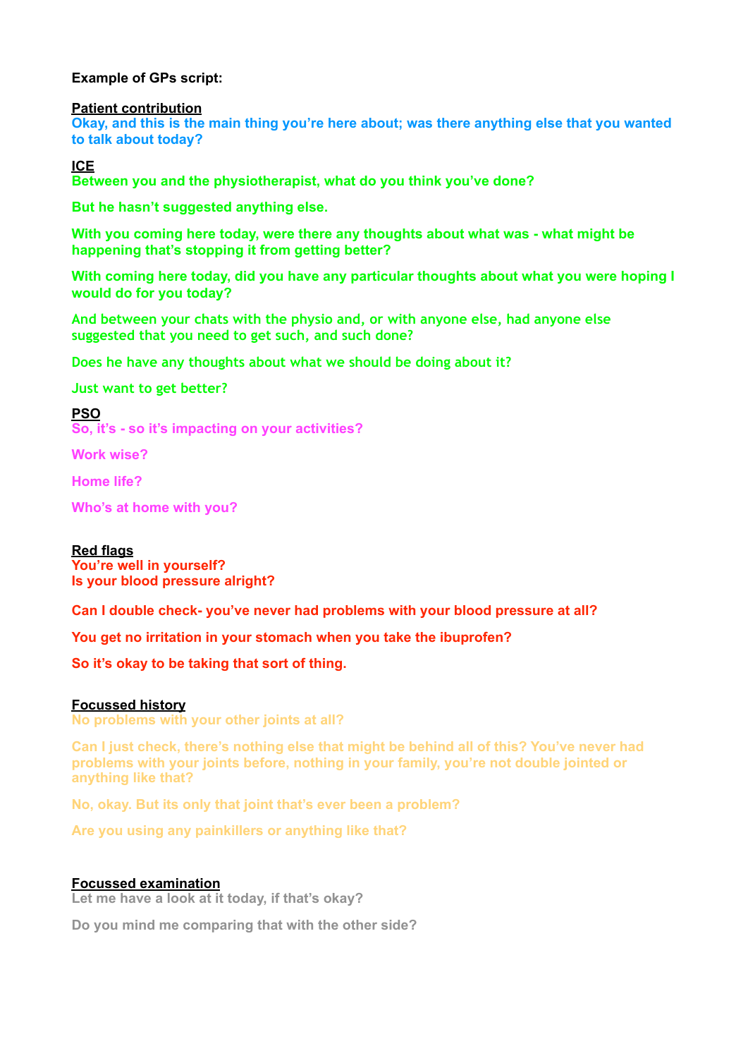**Example of GPs script:**

**Patient contribution**

**Okay, and this is the main thing you're here about; was there anything else that you wanted to talk about today?**

**ICE**

**Between you and the physiotherapist, what do you think you've done?**

**But he hasn't suggested anything else.**

**With you coming here today, were there any thoughts about what was - what might be happening that's stopping it from getting better?**

**With coming here today, did you have any particular thoughts about what you were hoping I would do for you today?**

And between your chats with the physio and, or with anyone else, had anyone else suggested that you need to get such, and such done?

Does he have any thoughts about what we should be doing about it?

Just want to get better?

**PSO**

**So, it's - so it's impacting on your activities?**

**Work wise?**

**Home life?**

**Who's at home with you?**

**Red flags**

**You're well in yourself?**
**Is your blood pressure alright?**

**Can I double check- you've never had problems with your blood pressure at all?**

**You get no irritation in your stomach when you take the ibuprofen?**

**So it's okay to be taking that sort of thing.**

**Focussed history**

**No problems with your other joints at all?**

**Can I just check, there's nothing else that might be behind all of this? You've never had problems with your joints before, nothing in your family, you're not double jointed or anything like that?**

**No, okay. But its only that joint that's ever been a problem?**

**Are you using any painkillers or anything like that?**

**Focussed examination**

**Let me have a look at it today, if that's okay?**

**Do you mind me comparing that with the other side?**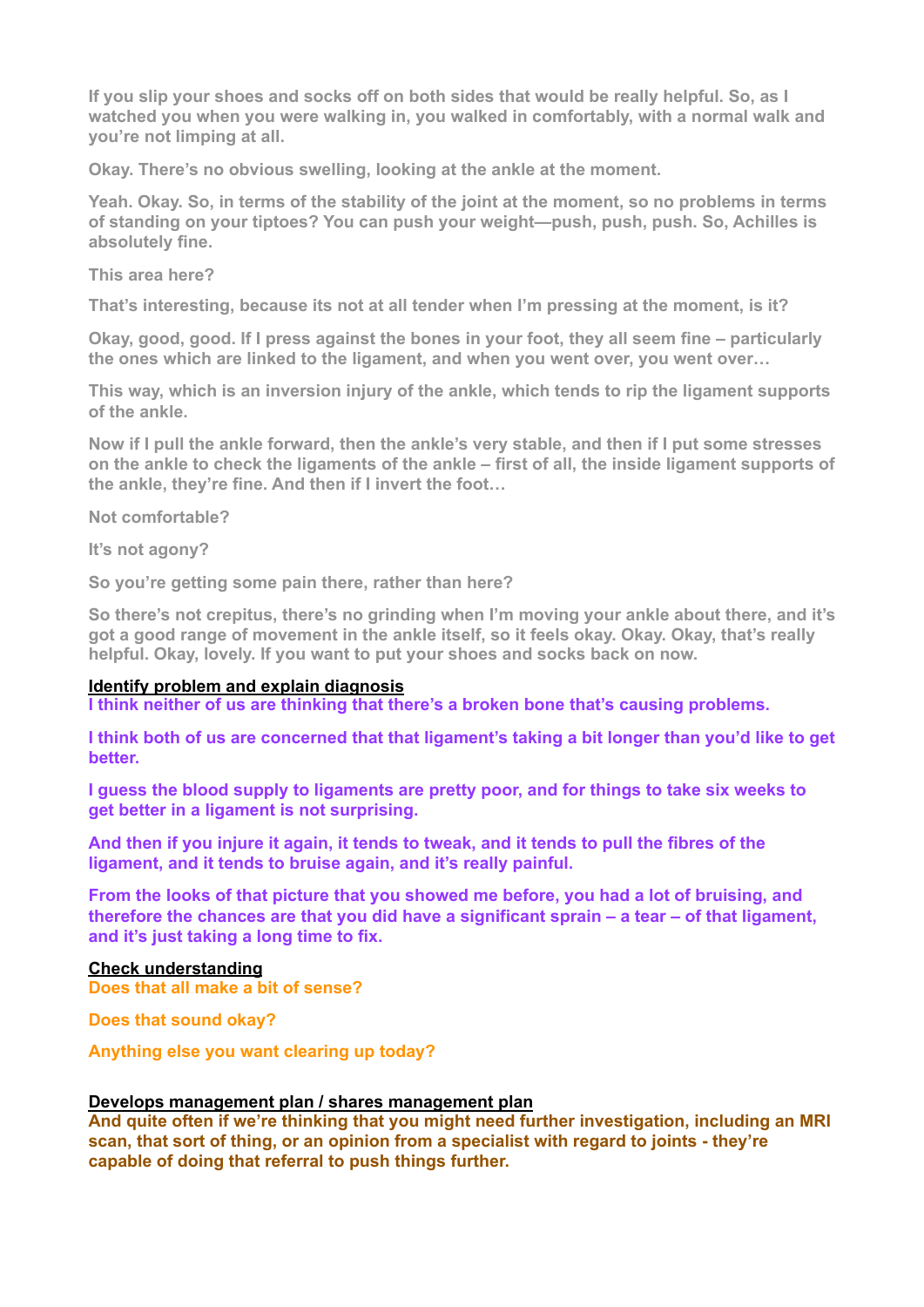**If you slip your shoes and socks off on both sides that would be really helpful. So, as I watched you when you were walking in, you walked in comfortably, with a normal walk and you're not limping at all.**

**Okay. There's no obvious swelling, looking at the ankle at the moment.**

**Yeah. Okay. So, in terms of the stability of the joint at the moment, so no problems in terms of standing on your tiptoes? You can push your weight—push, push, push. So, Achilles is absolutely fine.**

**This area here?**

**That's interesting, because its not at all tender when I'm pressing at the moment, is it?**

**Okay, good, good. If I press against the bones in your foot, they all seem fine – particularly the ones which are linked to the ligament, and when you went over, you went over…**

**This way, which is an inversion injury of the ankle, which tends to rip the ligament supports of the ankle.**

**Now if I pull the ankle forward, then the ankle's very stable, and then if I put some stresses on the ankle to check the ligaments of the ankle – first of all, the inside ligament supports of the ankle, they're fine. And then if I invert the foot…**

**Not comfortable?**

**It's not agony?**

**So you're getting some pain there, rather than here?**

**So there's not crepitus, there's no grinding when I'm moving your ankle about there, and it's got a good range of movement in the ankle itself, so it feels okay. Okay. Okay, that's really helpful. Okay, lovely. If you want to put your shoes and socks back on now.**

<u>**Identify problem and explain diagnosis**</u>

**I think neither of us are thinking that there's a broken bone that's causing problems.**

**I think both of us are concerned that that ligament's taking a bit longer than you'd like to get better.**

**I guess the blood supply to ligaments are pretty poor, and for things to take six weeks to get better in a ligament is not surprising.**

**And then if you injure it again, it tends to tweak, and it tends to pull the fibres of the ligament, and it tends to bruise again, and it's really painful.**

**From the looks of that picture that you showed me before, you had a lot of bruising, and therefore the chances are that you did have a significant sprain – a tear – of that ligament, and it's just taking a long time to fix.**

<u>**Check understanding**</u>

**Does that all make a bit of sense?**

**Does that sound okay?**

**Anything else you want clearing up today?**

<u>**Develops management plan / shares management plan**</u>

**And quite often if we're thinking that you might need further investigation, including an MRI scan, that sort of thing, or an opinion from a specialist with regard to joints - they're capable of doing that referral to push things further.**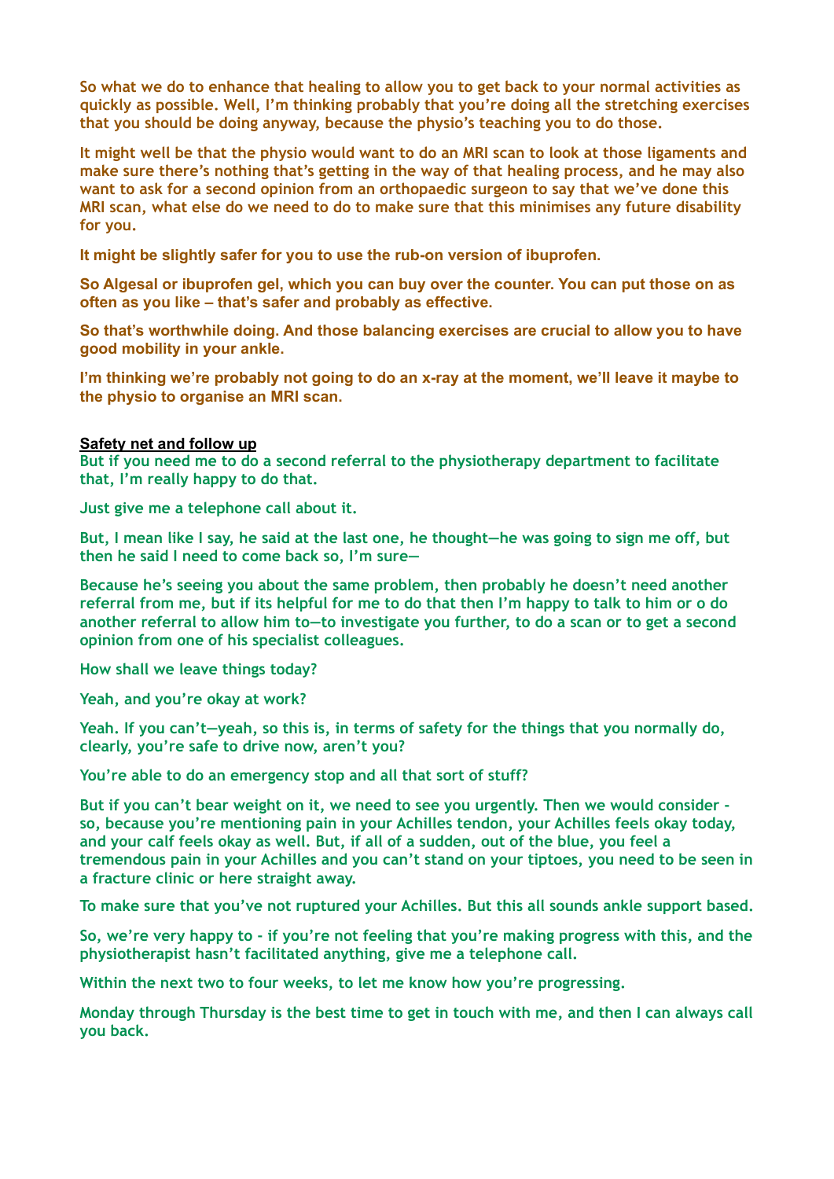So what we do to enhance that healing to allow you to get back to your normal activities as quickly as possible. Well, I'm thinking probably that you're doing all the stretching exercises that you should be doing anyway, because the physio's teaching you to do those.

It might well be that the physio would want to do an MRI scan to look at those ligaments and make sure there's nothing that's getting in the way of that healing process, and he may also want to ask for a second opinion from an orthopaedic surgeon to say that we've done this MRI scan, what else do we need to do to make sure that this minimises any future disability for you.

It might be slightly safer for you to use the rub-on version of ibuprofen.

So Algesal or ibuprofen gel, which you can buy over the counter. You can put those on as often as you like – that's safer and probably as effective.

So that's worthwhile doing. And those balancing exercises are crucial to allow you to have good mobility in your ankle.

I'm thinking we're probably not going to do an x-ray at the moment, we'll leave it maybe to the physio to organise an MRI scan.

**Safety net and follow up**

But if you need me to do a second referral to the physiotherapy department to facilitate that, I'm really happy to do that.

Just give me a telephone call about it.

But, I mean like I say, he said at the last one, he thought—he was going to sign me off, but then he said I need to come back so, I'm sure—

Because he's seeing you about the same problem, then probably he doesn't need another referral from me, but if its helpful for me to do that then I'm happy to talk to him or o do another referral to allow him to—to investigate you further, to do a scan or to get a second opinion from one of his specialist colleagues.

How shall we leave things today?

Yeah, and you're okay at work?

Yeah. If you can't—yeah, so this is, in terms of safety for the things that you normally do, clearly, you're safe to drive now, aren't you?

You're able to do an emergency stop and all that sort of stuff?

But if you can't bear weight on it, we need to see you urgently. Then we would consider - so, because you're mentioning pain in your Achilles tendon, your Achilles feels okay today, and your calf feels okay as well. But, if all of a sudden, out of the blue, you feel a tremendous pain in your Achilles and you can't stand on your tiptoes, you need to be seen in a fracture clinic or here straight away.

To make sure that you've not ruptured your Achilles. But this all sounds ankle support based.

So, we're very happy to - if you're not feeling that you're making progress with this, and the physiotherapist hasn't facilitated anything, give me a telephone call.

Within the next two to four weeks, to let me know how you're progressing.

Monday through Thursday is the best time to get in touch with me, and then I can always call you back.